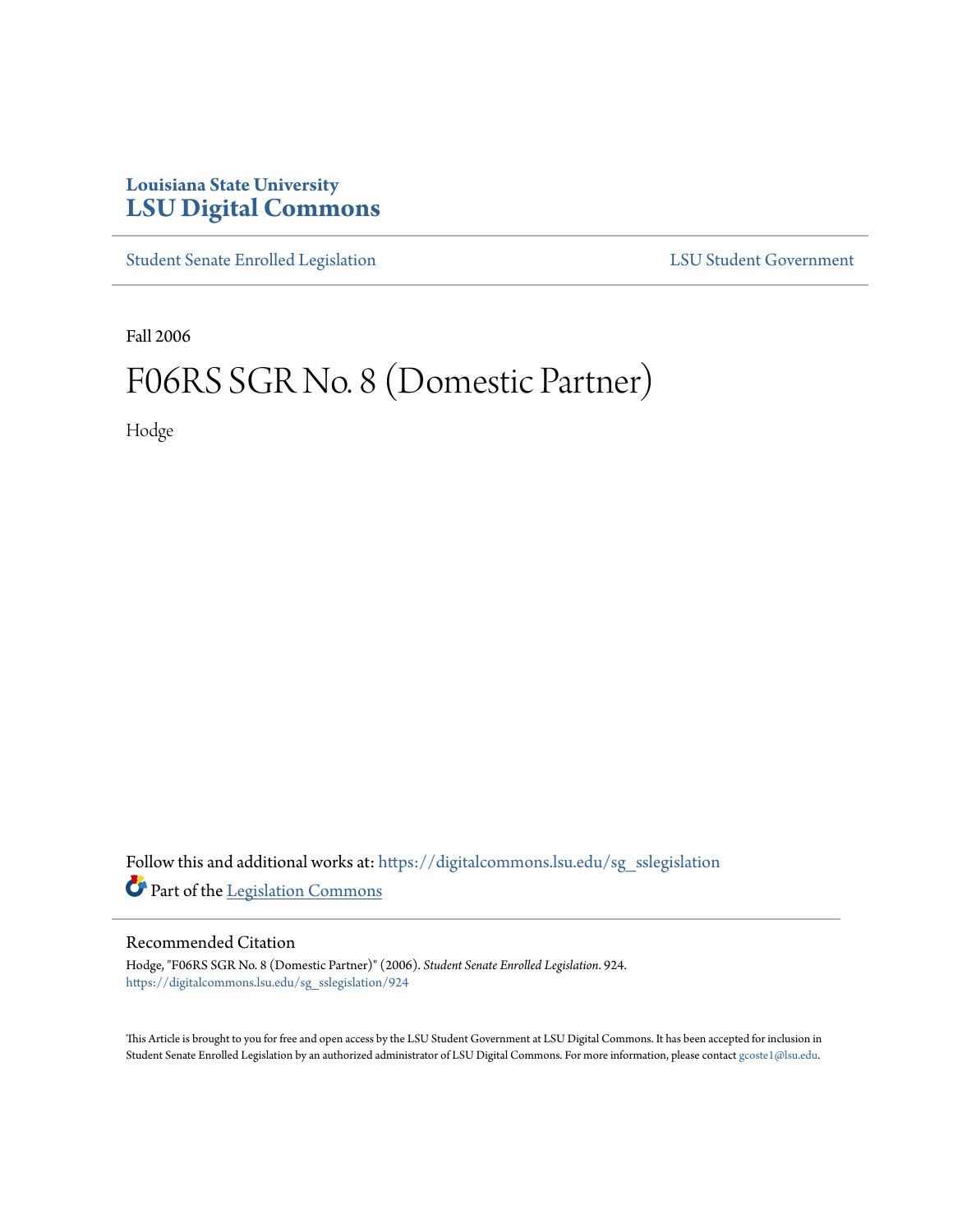Louisiana State University

# LSU Digital Commons

Student Senate Enrolled Legislation

LSU Student Government

Fall 2006

# F06RS SGR No. 8 (Domestic Partner)

Hodge

Follow this and additional works at: https://digitalcommons.lsu.edu/sg_sslegislation

Part of the Legislation Commons

## Recommended Citation

Hodge, "F06RS SGR No. 8 (Domestic Partner)" (2006). *Student Senate Enrolled Legislation*. 924.
https://digitalcommons.lsu.edu/sg_sslegislation/924

This Article is brought to you for free and open access by the LSU Student Government at LSU Digital Commons. It has been accepted for inclusion in Student Senate Enrolled Legislation by an authorized administrator of LSU Digital Commons. For more information, please contact gcoste1@lsu.edu.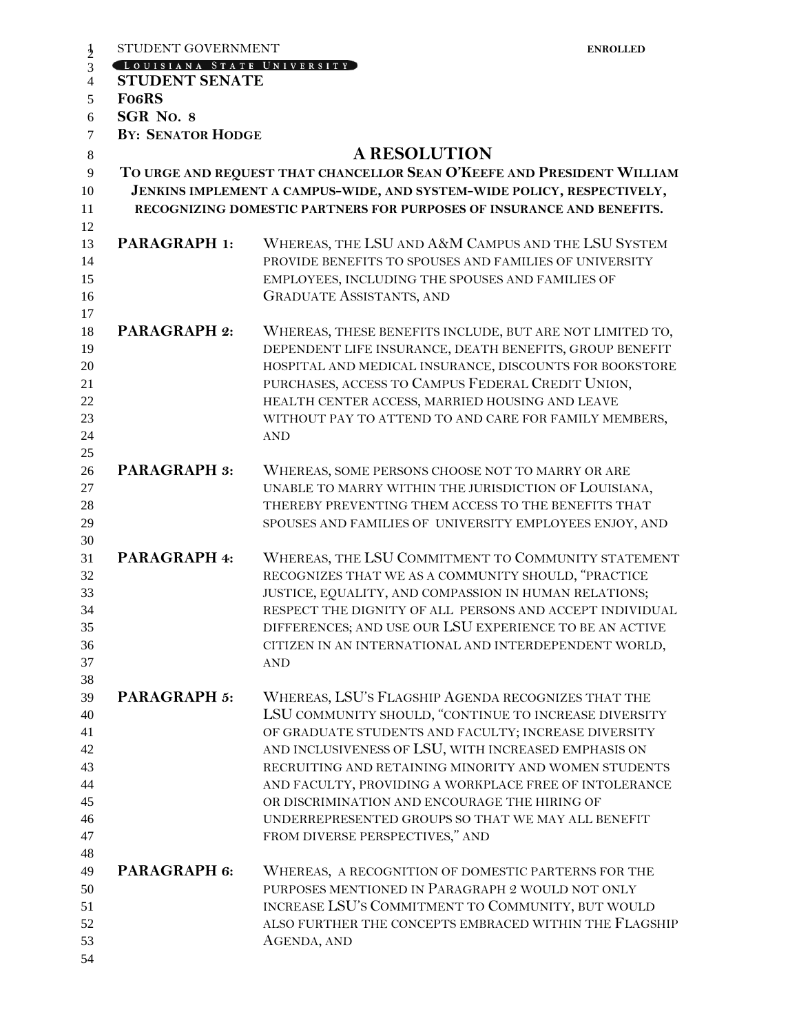STUDENT GOVERNMENT **ENROLLED**

LOUISIANA STATE UNIVERSITY

**STUDENT SENATE**

**F06RS**

**SGR NO. 8**

**BY: SENATOR HODGE**

# A RESOLUTION

**TO URGE AND REQUEST THAT CHANCELLOR SEAN O'KEEFE AND PRESIDENT WILLIAM JENKINS IMPLEMENT A CAMPUS-WIDE, AND SYSTEM-WIDE POLICY, RESPECTIVELY, RECOGNIZING DOMESTIC PARTNERS FOR PURPOSES OF INSURANCE AND BENEFITS.**

**PARAGRAPH 1:** WHEREAS, THE LSU AND A&M CAMPUS AND THE LSU SYSTEM PROVIDE BENEFITS TO SPOUSES AND FAMILIES OF UNIVERSITY EMPLOYEES, INCLUDING THE SPOUSES AND FAMILIES OF GRADUATE ASSISTANTS, AND

**PARAGRAPH 2:** WHEREAS, THESE BENEFITS INCLUDE, BUT ARE NOT LIMITED TO, DEPENDENT LIFE INSURANCE, DEATH BENEFITS, GROUP BENEFIT HOSPITAL AND MEDICAL INSURANCE, DISCOUNTS FOR BOOKSTORE PURCHASES, ACCESS TO CAMPUS FEDERAL CREDIT UNION, HEALTH CENTER ACCESS, MARRIED HOUSING AND LEAVE WITHOUT PAY TO ATTEND TO AND CARE FOR FAMILY MEMBERS, AND

**PARAGRAPH 3:** WHEREAS, SOME PERSONS CHOOSE NOT TO MARRY OR ARE UNABLE TO MARRY WITHIN THE JURISDICTION OF LOUISIANA, THEREBY PREVENTING THEM ACCESS TO THE BENEFITS THAT SPOUSES AND FAMILIES OF UNIVERSITY EMPLOYEES ENJOY, AND

**PARAGRAPH 4:** WHEREAS, THE LSU COMMITMENT TO COMMUNITY STATEMENT RECOGNIZES THAT WE AS A COMMUNITY SHOULD, "PRACTICE JUSTICE, EQUALITY, AND COMPASSION IN HUMAN RELATIONS; RESPECT THE DIGNITY OF ALL PERSONS AND ACCEPT INDIVIDUAL DIFFERENCES; AND USE OUR LSU EXPERIENCE TO BE AN ACTIVE CITIZEN IN AN INTERNATIONAL AND INTERDEPENDENT WORLD, AND

**PARAGRAPH 5:** WHEREAS, LSU'S FLAGSHIP AGENDA RECOGNIZES THAT THE LSU COMMUNITY SHOULD, "CONTINUE TO INCREASE DIVERSITY OF GRADUATE STUDENTS AND FACULTY; INCREASE DIVERSITY AND INCLUSIVENESS OF LSU, WITH INCREASED EMPHASIS ON RECRUITING AND RETAINING MINORITY AND WOMEN STUDENTS AND FACULTY, PROVIDING A WORKPLACE FREE OF INTOLERANCE OR DISCRIMINATION AND ENCOURAGE THE HIRING OF UNDERREPRESENTED GROUPS SO THAT WE MAY ALL BENEFIT FROM DIVERSE PERSPECTIVES," AND

**PARAGRAPH 6:** WHEREAS, A RECOGNITION OF DOMESTIC PARTERNS FOR THE PURPOSES MENTIONED IN PARAGRAPH 2 WOULD NOT ONLY INCREASE LSU'S COMMITMENT TO COMMUNITY, BUT WOULD ALSO FURTHER THE CONCEPTS EMBRACED WITHIN THE FLAGSHIP AGENDA, AND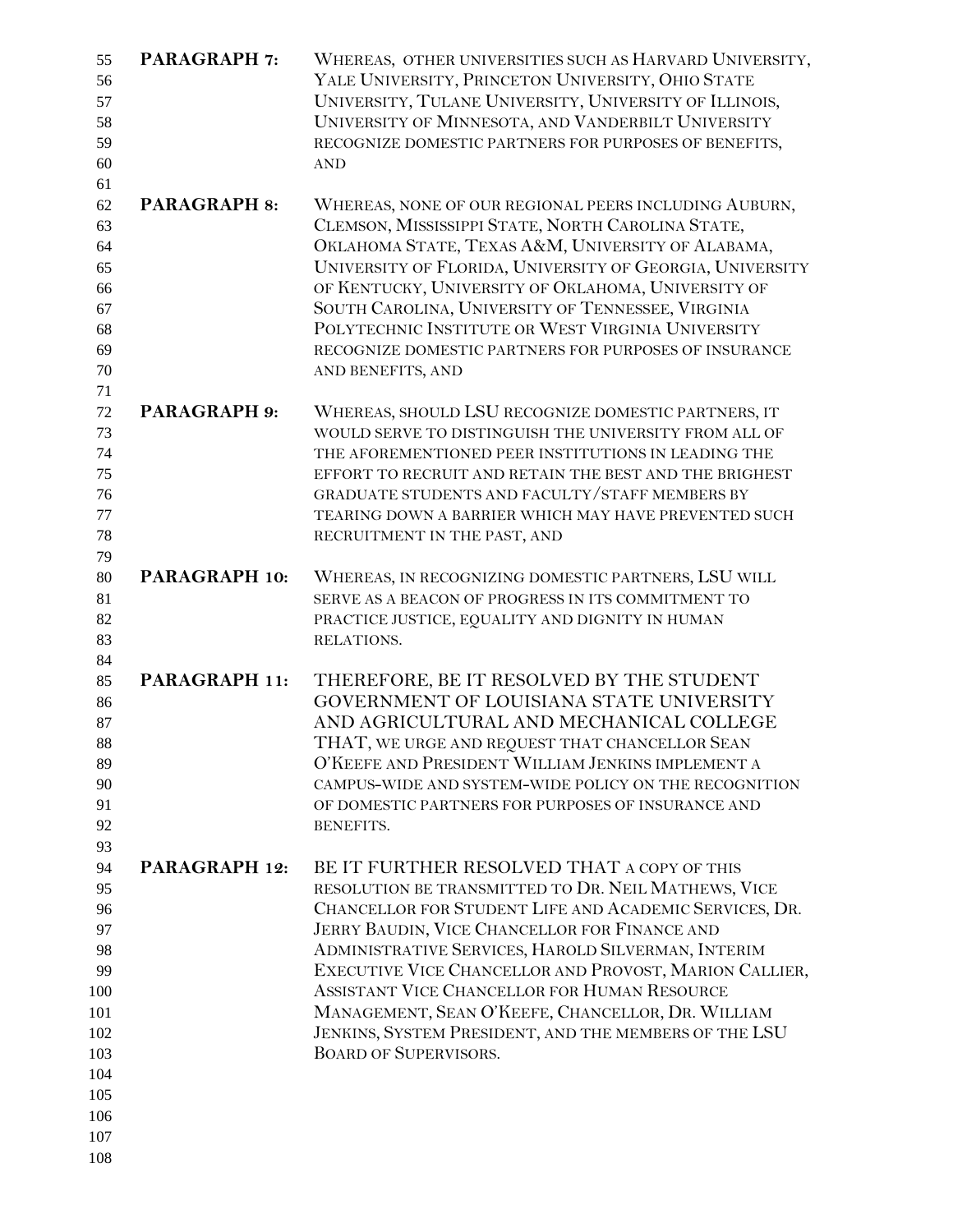**PARAGRAPH 7:** WHEREAS, OTHER UNIVERSITIES SUCH AS HARVARD UNIVERSITY, YALE UNIVERSITY, PRINCETON UNIVERSITY, OHIO STATE UNIVERSITY, TULANE UNIVERSITY, UNIVERSITY OF ILLINOIS, UNIVERSITY OF MINNESOTA, AND VANDERBILT UNIVERSITY RECOGNIZE DOMESTIC PARTNERS FOR PURPOSES OF BENEFITS, AND

**PARAGRAPH 8:** WHEREAS, NONE OF OUR REGIONAL PEERS INCLUDING AUBURN, CLEMSON, MISSISSIPPI STATE, NORTH CAROLINA STATE, OKLAHOMA STATE, TEXAS A&M, UNIVERSITY OF ALABAMA, UNIVERSITY OF FLORIDA, UNIVERSITY OF GEORGIA, UNIVERSITY OF KENTUCKY, UNIVERSITY OF OKLAHOMA, UNIVERSITY OF SOUTH CAROLINA, UNIVERSITY OF TENNESSEE, VIRGINIA POLYTECHNIC INSTITUTE OR WEST VIRGINIA UNIVERSITY RECOGNIZE DOMESTIC PARTNERS FOR PURPOSES OF INSURANCE AND BENEFITS, AND

**PARAGRAPH 9:** WHEREAS, SHOULD LSU RECOGNIZE DOMESTIC PARTNERS, IT WOULD SERVE TO DISTINGUISH THE UNIVERSITY FROM ALL OF THE AFOREMENTIONED PEER INSTITUTIONS IN LEADING THE EFFORT TO RECRUIT AND RETAIN THE BEST AND THE BRIGHEST GRADUATE STUDENTS AND FACULTY/STAFF MEMBERS BY TEARING DOWN A BARRIER WHICH MAY HAVE PREVENTED SUCH RECRUITMENT IN THE PAST, AND

**PARAGRAPH 10:** WHEREAS, IN RECOGNIZING DOMESTIC PARTNERS, LSU WILL SERVE AS A BEACON OF PROGRESS IN ITS COMMITMENT TO PRACTICE JUSTICE, EQUALITY AND DIGNITY IN HUMAN RELATIONS.

**PARAGRAPH 11:** THEREFORE, BE IT RESOLVED BY THE STUDENT GOVERNMENT OF LOUISIANA STATE UNIVERSITY AND AGRICULTURAL AND MECHANICAL COLLEGE THAT, WE URGE AND REQUEST THAT CHANCELLOR SEAN O'KEEFE AND PRESIDENT WILLIAM JENKINS IMPLEMENT A CAMPUS-WIDE AND SYSTEM-WIDE POLICY ON THE RECOGNITION OF DOMESTIC PARTNERS FOR PURPOSES OF INSURANCE AND BENEFITS.

**PARAGRAPH 12:** BE IT FURTHER RESOLVED THAT A COPY OF THIS RESOLUTION BE TRANSMITTED TO DR. NEIL MATHEWS, VICE CHANCELLOR FOR STUDENT LIFE AND ACADEMIC SERVICES, DR. JERRY BAUDIN, VICE CHANCELLOR FOR FINANCE AND ADMINISTRATIVE SERVICES, HAROLD SILVERMAN, INTERIM EXECUTIVE VICE CHANCELLOR AND PROVOST, MARION CALLIER, ASSISTANT VICE CHANCELLOR FOR HUMAN RESOURCE MANAGEMENT, SEAN O'KEEFE, CHANCELLOR, DR. WILLIAM JENKINS, SYSTEM PRESIDENT, AND THE MEMBERS OF THE LSU BOARD OF SUPERVISORS.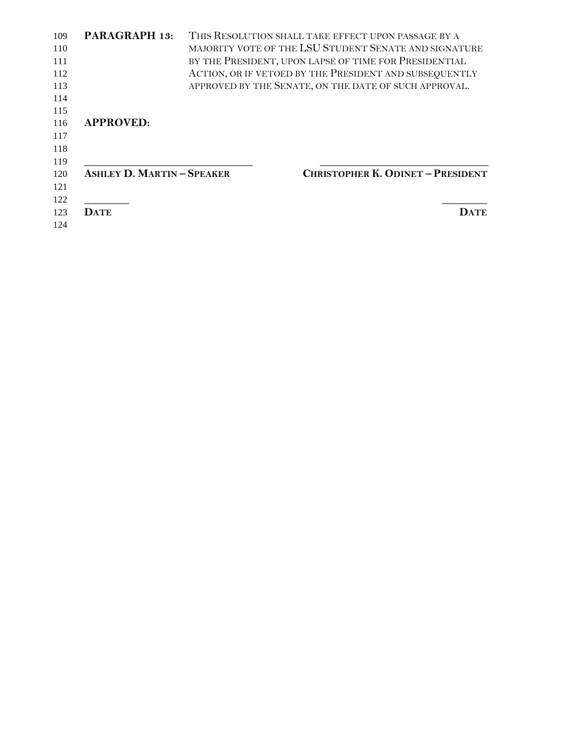**PARAGRAPH 13:** THIS RESOLUTION SHALL TAKE EFFECT UPON PASSAGE BY A MAJORITY VOTE OF THE LSU STUDENT SENATE AND SIGNATURE BY THE PRESIDENT, UPON LAPSE OF TIME FOR PRESIDENTIAL ACTION, OR IF VETOED BY THE PRESIDENT AND SUBSEQUENTLY APPROVED BY THE SENATE, ON THE DATE OF SUCH APPROVAL.

**APPROVED:**

| | |
|---|---|
| ______________________________ | ______________________________ |
| **ASHLEY D. MARTIN – SPEAKER** | **CHRISTOPHER K. ODINET – PRESIDENT** |
| ________ | ________ |
| **DATE** | **DATE** |